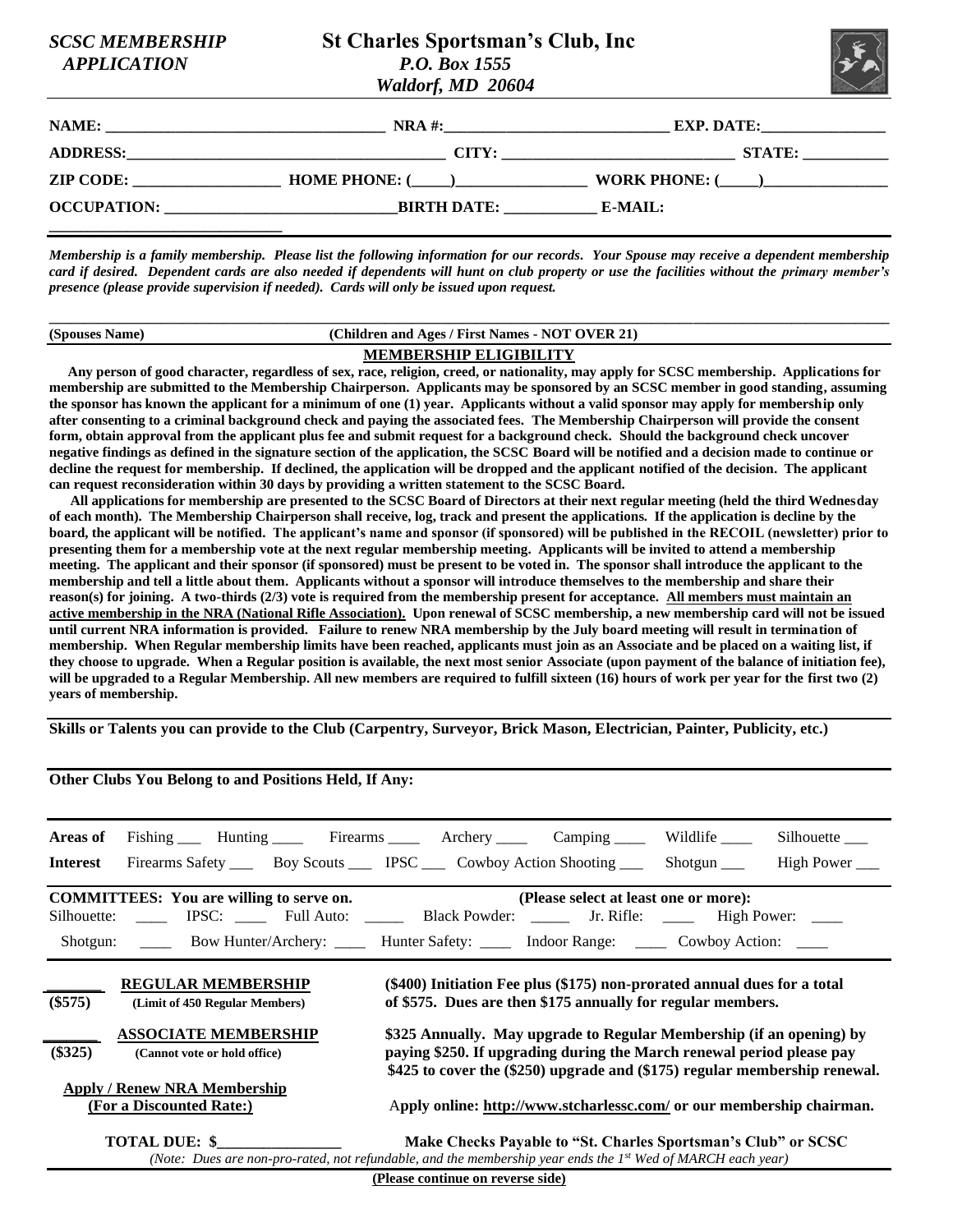*SCSC MEMBERSHIP APPLICATION*

# St Charles Sportsman's Club, Inc

*P.O. Box 1555*
*Waldorf, MD 20604*

**NAME:** ____________________ **NRA #:**____________________ **EXP. DATE:**______________

**ADDRESS:**________________________________ **CITY:** ____________________ **STATE:** __________

**ZIP CODE:** ______________ **HOME PHONE: (____)**______________ **WORK PHONE: (____)**______________

**OCCUPATION:** ____________________ **BIRTH DATE:** __________ **E-MAIL:**

____________________________

*Membership is a family membership. Please list the following information for our records. Your Spouse may receive a dependent membership card if desired. Dependent cards are also needed if dependents will hunt on club property or use the facilities without the primary member's presence (please provide supervision if needed). Cards will only be issued upon request.*

________________________________________________________________________________

**(Spouses Name)** **(Children and Ages / First Names - NOT OVER 21)**

## MEMBERSHIP ELIGIBILITY

**Any person of good character, regardless of sex, race, religion, creed, or nationality, may apply for SCSC membership. Applications for membership are submitted to the Membership Chairperson. Applicants may be sponsored by an SCSC member in good standing, assuming the sponsor has known the applicant for a minimum of one (1) year. Applicants without a valid sponsor may apply for membership only after consenting to a criminal background check and paying the associated fees. The Membership Chairperson will provide the consent form, obtain approval from the applicant plus fee and submit request for a background check. Should the background check uncover negative findings as defined in the signature section of the application, the SCSC Board will be notified and a decision made to continue or decline the request for membership. If declined, the application will be dropped and the applicant notified of the decision. The applicant can request reconsideration within 30 days by providing a written statement to the SCSC Board.**

**All applications for membership are presented to the SCSC Board of Directors at their next regular meeting (held the third Wednesday of each month). The Membership Chairperson shall receive, log, track and present the applications. If the application is decline by the board, the applicant will be notified. The applicant's name and sponsor (if sponsored) will be published in the RECOIL (newsletter) prior to presenting them for a membership vote at the next regular membership meeting. Applicants will be invited to attend a membership meeting. The applicant and their sponsor (if sponsored) must be present to be voted in. The sponsor shall introduce the applicant to the membership and tell a little about them. Applicants without a sponsor will introduce themselves to the membership and share their reason(s) for joining. A two-thirds (2/3) vote is required from the membership present for acceptance. <u>All members must maintain an active membership in the NRA (National Rifle Association).</u> Upon renewal of SCSC membership, a new membership card will not be issued until current NRA information is provided. Failure to renew NRA membership by the July board meeting will result in termination of membership. When Regular membership limits have been reached, applicants must join as an Associate and be placed on a waiting list, if they choose to upgrade. When a Regular position is available, the next most senior Associate (upon payment of the balance of initiation fee), will be upgraded to a Regular Membership. All new members are required to fulfill sixteen (16) hours of work per year for the first two (2) years of membership.**

**Skills or Talents you can provide to the Club (Carpentry, Surveyor, Brick Mason, Electrician, Painter, Publicity, etc.)**

**Other Clubs You Belong to and Positions Held, If Any:**

**Areas of Interest** Fishing ___ Hunting ____ Firearms ____ Archery ____ Camping ____ Wildlife ____ Silhouette ___ Firearms Safety ___ Boy Scouts ___ IPSC ___ Cowboy Action Shooting ___ Shotgun ___ High Power ___

**COMMITTEES: You are willing to serve on.** **(Please select at least one or more):**
Silhouette: ____ IPSC: ____ Full Auto: _____ Black Powder: _____ Jr. Rifle: ____ High Power: ____
Shotgun: ____ Bow Hunter/Archery: ____ Hunter Safety: ____ Indoor Range: ____ Cowboy Action: ____

_______ **REGULAR MEMBERSHIP** (Limit of 450 Regular Members) **($575)** — **($400) Initiation Fee plus ($175) non-prorated annual dues for a total of $575. Dues are then $175 annually for regular members.**

_______ **ASSOCIATE MEMBERSHIP** (Cannot vote or hold office) **($325)** — **$325 Annually. May upgrade to Regular Membership (if an opening) by paying $250. If upgrading during the March renewal period please pay $425 to cover the ($250) upgrade and ($175) regular membership renewal.**

**<u>Apply / Renew NRA Membership (For a Discounted Rate:)</u>** — **Apply online: <u>http://www.stcharlessc.com/</u> or our membership chairman.**

**TOTAL DUE: $**______________ **Make Checks Payable to "St. Charles Sportsman's Club" or SCSC**

*(Note: Dues are non-pro-rated, not refundable, and the membership year ends the 1st Wed of MARCH each year)*

**(Please continue on reverse side)**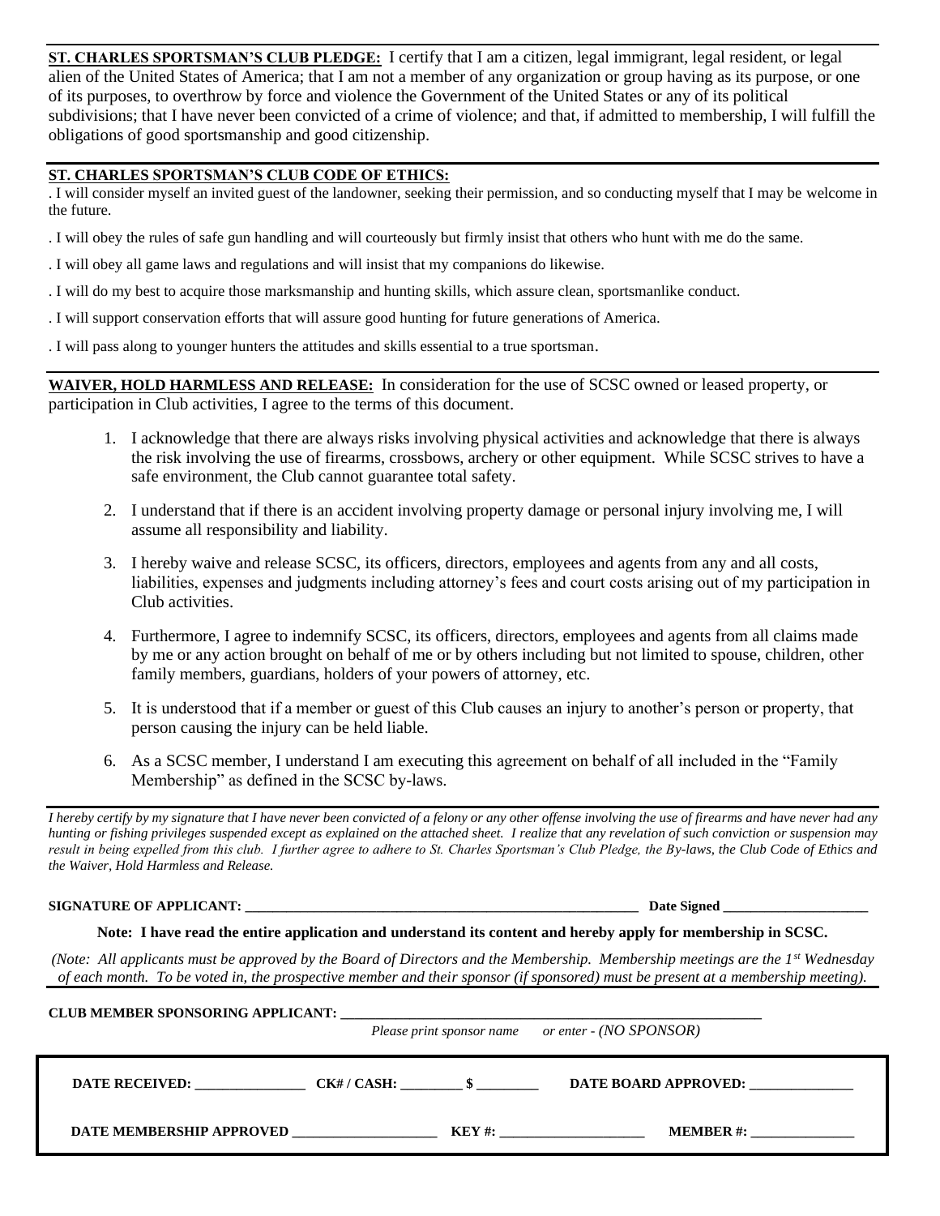**ST. CHARLES SPORTSMAN'S CLUB PLEDGE:** I certify that I am a citizen, legal immigrant, legal resident, or legal alien of the United States of America; that I am not a member of any organization or group having as its purpose, or one of its purposes, to overthrow by force and violence the Government of the United States or any of its political subdivisions; that I have never been convicted of a crime of violence; and that, if admitted to membership, I will fulfill the obligations of good sportsmanship and good citizenship.

**ST. CHARLES SPORTSMAN'S CLUB CODE OF ETHICS:**

. I will consider myself an invited guest of the landowner, seeking their permission, and so conducting myself that I may be welcome in the future.

. I will obey the rules of safe gun handling and will courteously but firmly insist that others who hunt with me do the same.

. I will obey all game laws and regulations and will insist that my companions do likewise.

. I will do my best to acquire those marksmanship and hunting skills, which assure clean, sportsmanlike conduct.

. I will support conservation efforts that will assure good hunting for future generations of America.

. I will pass along to younger hunters the attitudes and skills essential to a true sportsman.

**WAIVER, HOLD HARMLESS AND RELEASE:** In consideration for the use of SCSC owned or leased property, or participation in Club activities, I agree to the terms of this document.

1. I acknowledge that there are always risks involving physical activities and acknowledge that there is always the risk involving the use of firearms, crossbows, archery or other equipment. While SCSC strives to have a safe environment, the Club cannot guarantee total safety.
2. I understand that if there is an accident involving property damage or personal injury involving me, I will assume all responsibility and liability.
3. I hereby waive and release SCSC, its officers, directors, employees and agents from any and all costs, liabilities, expenses and judgments including attorney's fees and court costs arising out of my participation in Club activities.
4. Furthermore, I agree to indemnify SCSC, its officers, directors, employees and agents from all claims made by me or any action brought on behalf of me or by others including but not limited to spouse, children, other family members, guardians, holders of your powers of attorney, etc.
5. It is understood that if a member or guest of this Club causes an injury to another's person or property, that person causing the injury can be held liable.
6. As a SCSC member, I understand I am executing this agreement on behalf of all included in the "Family Membership" as defined in the SCSC by-laws.

*I hereby certify by my signature that I have never been convicted of a felony or any other offense involving the use of firearms and have never had any hunting or fishing privileges suspended except as explained on the attached sheet. I realize that any revelation of such conviction or suspension may result in being expelled from this club. I further agree to adhere to St. Charles Sportsman's Club Pledge, the By-laws, the Club Code of Ethics and the Waiver, Hold Harmless and Release.*

**SIGNATURE OF APPLICANT:** ______________________________________________ **Date Signed** ____________________

**Note: I have read the entire application and understand its content and hereby apply for membership in SCSC.**

*(Note: All applicants must be approved by the Board of Directors and the Membership. Membership meetings are the 1st Wednesday of each month. To be voted in, the prospective member and their sponsor (if sponsored) must be present at a membership meeting).*

**CLUB MEMBER SPONSORING APPLICANT:** ______________________________________________

*Please print sponsor name or enter - (NO SPONSOR)*

**DATE RECEIVED:** ________________ **CK# / CASH:** _________ **$** _________ **DATE BOARD APPROVED:** _______________

**DATE MEMBERSHIP APPROVED** ____________________ **KEY #:** ____________________ **MEMBER #:** _______________